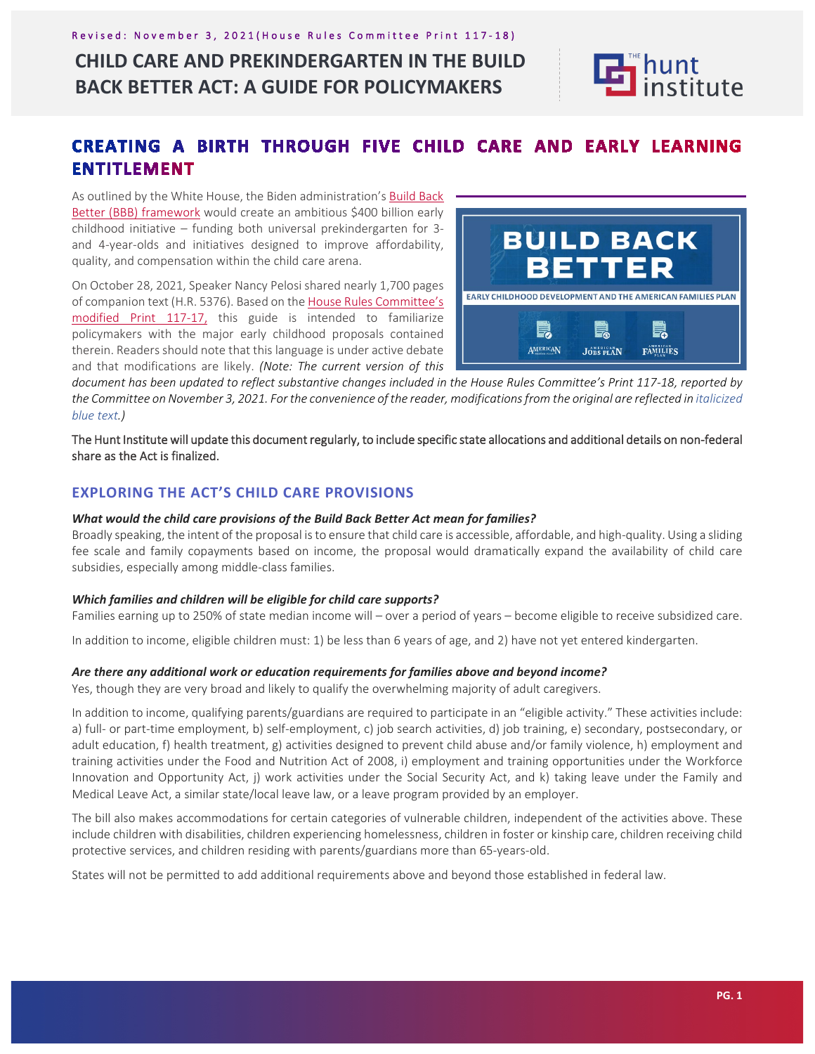Revised: November 3, 2021 (House Rules Committee Print 117-18)

# CHILD CARE AND PREKINDERGARTEN IN THE BUILD BACK BETTER ACT: A GUIDE FOR POLICYMAKERS

## CREATING A BIRTH THROUGH FIVE CHILD CARE AND EARLY LEARNING ENTITLEMENT

As outlined by the White House, the Biden administration's Build Back Better (BBB) framework would create an ambitious $400 billion early childhood initiative – funding both universal prekindergarten for 3- and 4-year-olds and initiatives designed to improve affordability, quality, and compensation within the child care arena.

On October 28, 2021, Speaker Nancy Pelosi shared nearly 1,700 pages of companion text (H.R. 5376). Based on the House Rules Committee's modified Print 117-17, this guide is intended to familiarize policymakers with the major early childhood proposals contained therein. Readers should note that this language is under active debate and that modifications are likely. *(Note: The current version of this document has been updated to reflect substantive changes included in the House Rules Committee's Print 117-18, reported by the Committee on November 3, 2021. For the convenience of the reader, modifications from the original are reflected in italicized blue text.)*

The Hunt Institute will update this document regularly, to include specific state allocations and additional details on non-federal share as the Act is finalized.

### EXPLORING THE ACT'S CHILD CARE PROVISIONS

***What would the child care provisions of the Build Back Better Act mean for families?***

Broadly speaking, the intent of the proposal is to ensure that child care is accessible, affordable, and high-quality. Using a sliding fee scale and family copayments based on income, the proposal would dramatically expand the availability of child care subsidies, especially among middle-class families.

***Which families and children will be eligible for child care supports?***

Families earning up to 250% of state median income will – over a period of years – become eligible to receive subsidized care.

In addition to income, eligible children must: 1) be less than 6 years of age, and 2) have not yet entered kindergarten.

***Are there any additional work or education requirements for families above and beyond income?***

Yes, though they are very broad and likely to qualify the overwhelming majority of adult caregivers.

In addition to income, qualifying parents/guardians are required to participate in an "eligible activity." These activities include: a) full- or part-time employment, b) self-employment, c) job search activities, d) job training, e) secondary, postsecondary, or adult education, f) health treatment, g) activities designed to prevent child abuse and/or family violence, h) employment and training activities under the Food and Nutrition Act of 2008, i) employment and training opportunities under the Workforce Innovation and Opportunity Act, j) work activities under the Social Security Act, and k) taking leave under the Family and Medical Leave Act, a similar state/local leave law, or a leave program provided by an employer.

The bill also makes accommodations for certain categories of vulnerable children, independent of the activities above. These include children with disabilities, children experiencing homelessness, children in foster or kinship care, children receiving child protective services, and children residing with parents/guardians more than 65-years-old.

States will not be permitted to add additional requirements above and beyond those established in federal law.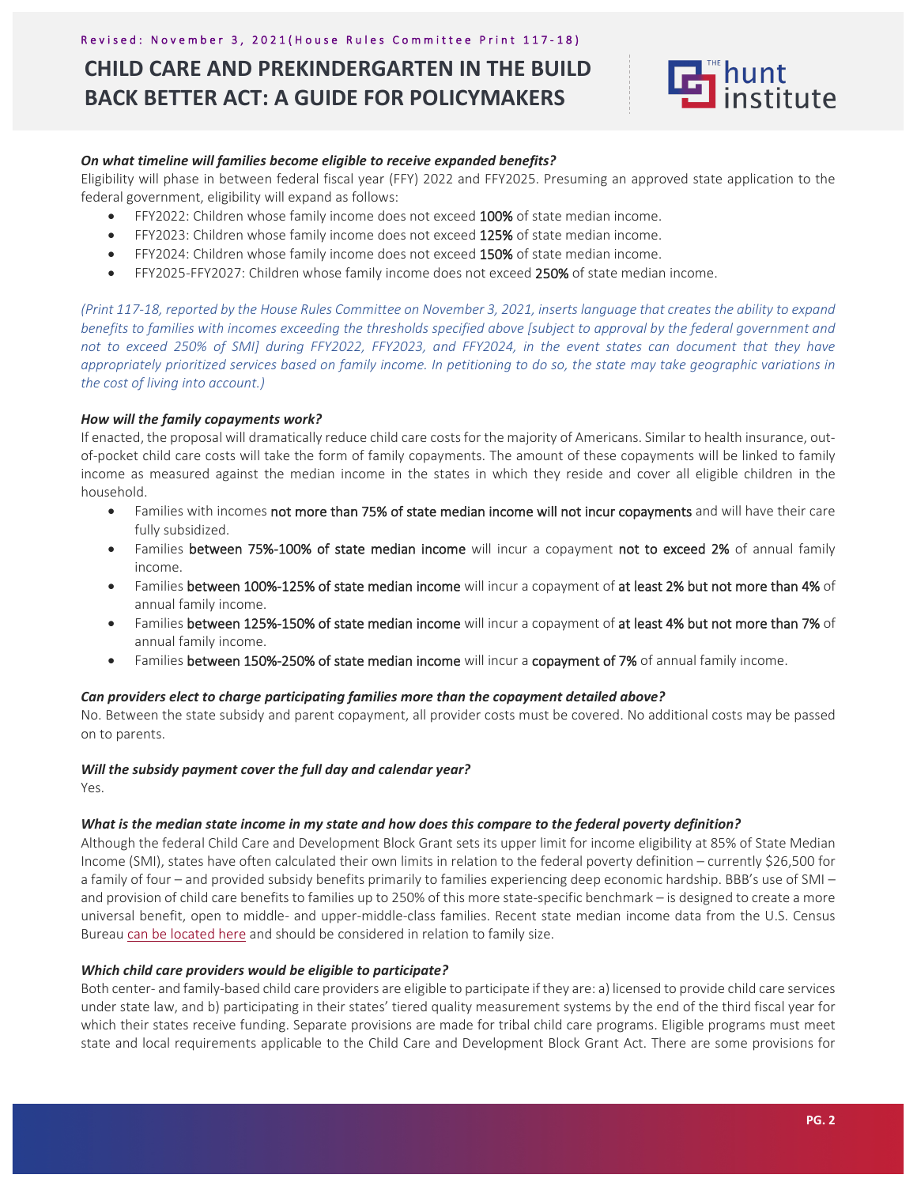***On what timeline will families become eligible to receive expanded benefits?***

Eligibility will phase in between federal fiscal year (FFY) 2022 and FFY2025. Presuming an approved state application to the federal government, eligibility will expand as follows:

- FFY2022: Children whose family income does not exceed **100%** of state median income.
- FFY2023: Children whose family income does not exceed **125%** of state median income.
- FFY2024: Children whose family income does not exceed **150%** of state median income.
- FFY2025-FFY2027: Children whose family income does not exceed **250%** of state median income.

*(Print 117-18, reported by the House Rules Committee on November 3, 2021, inserts language that creates the ability to expand benefits to families with incomes exceeding the thresholds specified above [subject to approval by the federal government and not to exceed 250% of SMI] during FFY2022, FFY2023, and FFY2024, in the event states can document that they have appropriately prioritized services based on family income. In petitioning to do so, the state may take geographic variations in the cost of living into account.)*

***How will the family copayments work?***

If enacted, the proposal will dramatically reduce child care costs for the majority of Americans. Similar to health insurance, out-of-pocket child care costs will take the form of family copayments. The amount of these copayments will be linked to family income as measured against the median income in the states in which they reside and cover all eligible children in the household.

- Families with incomes **not more than 75% of state median income will not incur copayments** and will have their care fully subsidized.
- Families **between 75%-100% of state median income** will incur a copayment **not to exceed 2%** of annual family income.
- Families **between 100%-125% of state median income** will incur a copayment of **at least 2% but not more than 4%** of annual family income.
- Families **between 125%-150% of state median income** will incur a copayment of **at least 4% but not more than 7%** of annual family income.
- Families **between 150%-250% of state median income** will incur a **copayment of 7%** of annual family income.

***Can providers elect to charge participating families more than the copayment detailed above?***

No. Between the state subsidy and parent copayment, all provider costs must be covered. No additional costs may be passed on to parents.

***Will the subsidy payment cover the full day and calendar year?***

Yes.

***What is the median state income in my state and how does this compare to the federal poverty definition?***

Although the federal Child Care and Development Block Grant sets its upper limit for income eligibility at 85% of State Median Income (SMI), states have often calculated their own limits in relation to the federal poverty definition – currently $26,500 for a family of four – and provided subsidy benefits primarily to families experiencing deep economic hardship. BBB's use of SMI – and provision of child care benefits to families up to 250% of this more state-specific benchmark – is designed to create a more universal benefit, open to middle- and upper-middle-class families. Recent state median income data from the U.S. Census Bureau can be located here and should be considered in relation to family size.

***Which child care providers would be eligible to participate?***

Both center- and family-based child care providers are eligible to participate if they are: a) licensed to provide child care services under state law, and b) participating in their states' tiered quality measurement systems by the end of the third fiscal year for which their states receive funding. Separate provisions are made for tribal child care programs. Eligible programs must meet state and local requirements applicable to the Child Care and Development Block Grant Act. There are some provisions for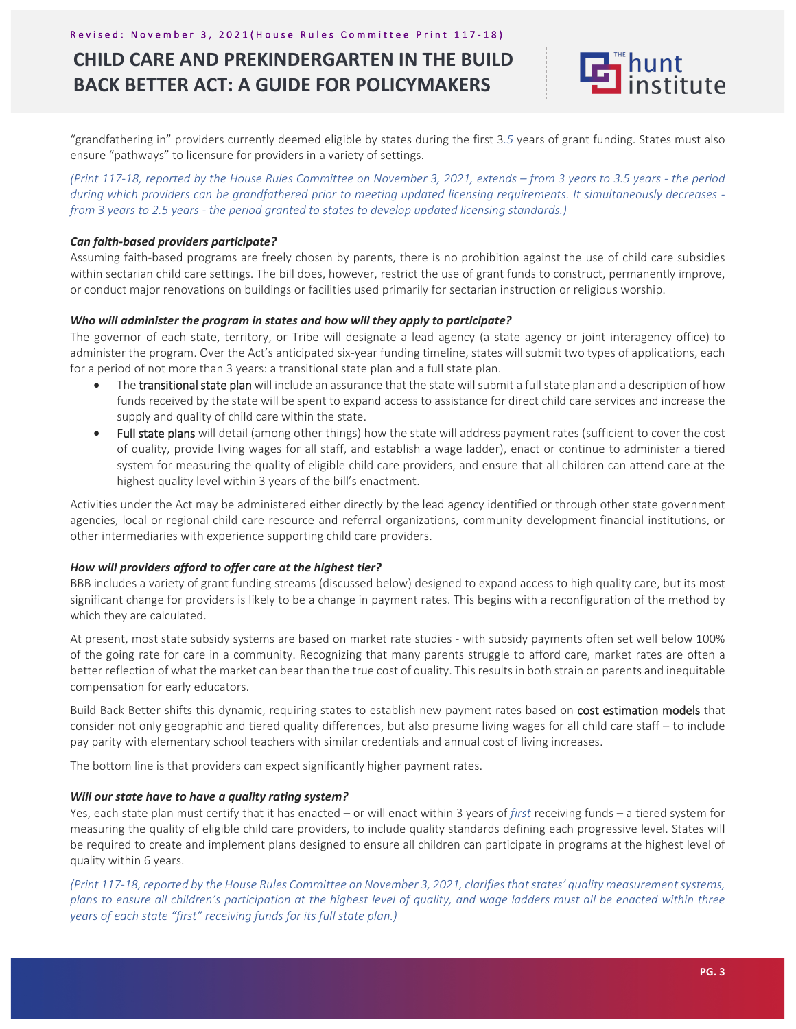"grandfathering in" providers currently deemed eligible by states during the first 3*.5* years of grant funding. States must also ensure "pathways" to licensure for providers in a variety of settings.

*(Print 117-18, reported by the House Rules Committee on November 3, 2021, extends – from 3 years to 3.5 years - the period during which providers can be grandfathered prior to meeting updated licensing requirements. It simultaneously decreases - from 3 years to 2.5 years - the period granted to states to develop updated licensing standards.)*

***Can faith-based providers participate?***

Assuming faith-based programs are freely chosen by parents, there is no prohibition against the use of child care subsidies within sectarian child care settings. The bill does, however, restrict the use of grant funds to construct, permanently improve, or conduct major renovations on buildings or facilities used primarily for sectarian instruction or religious worship.

***Who will administer the program in states and how will they apply to participate?***

The governor of each state, territory, or Tribe will designate a lead agency (a state agency or joint interagency office) to administer the program. Over the Act's anticipated six-year funding timeline, states will submit two types of applications, each for a period of not more than 3 years: a transitional state plan and a full state plan.

- The transitional state plan will include an assurance that the state will submit a full state plan and a description of how funds received by the state will be spent to expand access to assistance for direct child care services and increase the supply and quality of child care within the state.
- Full state plans will detail (among other things) how the state will address payment rates (sufficient to cover the cost of quality, provide living wages for all staff, and establish a wage ladder), enact or continue to administer a tiered system for measuring the quality of eligible child care providers, and ensure that all children can attend care at the highest quality level within 3 years of the bill's enactment.

Activities under the Act may be administered either directly by the lead agency identified or through other state government agencies, local or regional child care resource and referral organizations, community development financial institutions, or other intermediaries with experience supporting child care providers.

***How will providers afford to offer care at the highest tier?***

BBB includes a variety of grant funding streams (discussed below) designed to expand access to high quality care, but its most significant change for providers is likely to be a change in payment rates. This begins with a reconfiguration of the method by which they are calculated.

At present, most state subsidy systems are based on market rate studies - with subsidy payments often set well below 100% of the going rate for care in a community. Recognizing that many parents struggle to afford care, market rates are often a better reflection of what the market can bear than the true cost of quality. This results in both strain on parents and inequitable compensation for early educators.

Build Back Better shifts this dynamic, requiring states to establish new payment rates based on cost estimation models that consider not only geographic and tiered quality differences, but also presume living wages for all child care staff – to include pay parity with elementary school teachers with similar credentials and annual cost of living increases.

The bottom line is that providers can expect significantly higher payment rates.

***Will our state have to have a quality rating system?***

Yes, each state plan must certify that it has enacted – or will enact within 3 years of *first* receiving funds – a tiered system for measuring the quality of eligible child care providers, to include quality standards defining each progressive level. States will be required to create and implement plans designed to ensure all children can participate in programs at the highest level of quality within 6 years.

*(Print 117-18, reported by the House Rules Committee on November 3, 2021, clarifies that states' quality measurement systems, plans to ensure all children's participation at the highest level of quality, and wage ladders must all be enacted within three years of each state "first" receiving funds for its full state plan.)*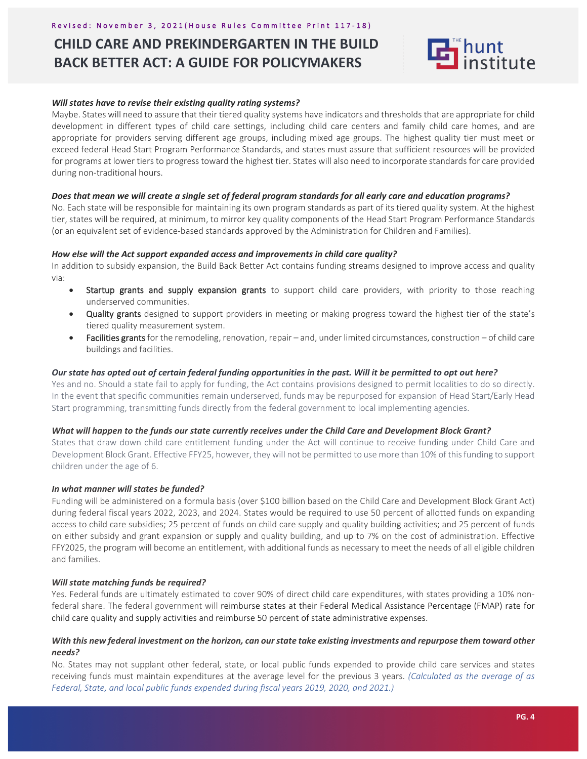***Will states have to revise their existing quality rating systems?***

Maybe. States will need to assure that their tiered quality systems have indicators and thresholds that are appropriate for child development in different types of child care settings, including child care centers and family child care homes, and are appropriate for providers serving different age groups, including mixed age groups. The highest quality tier must meet or exceed federal Head Start Program Performance Standards, and states must assure that sufficient resources will be provided for programs at lower tiers to progress toward the highest tier. States will also need to incorporate standards for care provided during non-traditional hours.

***Does that mean we will create a single set of federal program standards for all early care and education programs?***

No. Each state will be responsible for maintaining its own program standards as part of its tiered quality system. At the highest tier, states will be required, at minimum, to mirror key quality components of the Head Start Program Performance Standards (or an equivalent set of evidence-based standards approved by the Administration for Children and Families).

***How else will the Act support expanded access and improvements in child care quality?***

In addition to subsidy expansion, the Build Back Better Act contains funding streams designed to improve access and quality via:

- Startup grants and supply expansion grants to support child care providers, with priority to those reaching underserved communities.
- Quality grants designed to support providers in meeting or making progress toward the highest tier of the state's tiered quality measurement system.
- Facilities grants for the remodeling, renovation, repair – and, under limited circumstances, construction – of child care buildings and facilities.

***Our state has opted out of certain federal funding opportunities in the past. Will it be permitted to opt out here?***

Yes and no. Should a state fail to apply for funding, the Act contains provisions designed to permit localities to do so directly. In the event that specific communities remain underserved, funds may be repurposed for expansion of Head Start/Early Head Start programming, transmitting funds directly from the federal government to local implementing agencies.

***What will happen to the funds our state currently receives under the Child Care and Development Block Grant?***

States that draw down child care entitlement funding under the Act will continue to receive funding under Child Care and Development Block Grant. Effective FFY25, however, they will not be permitted to use more than 10% of this funding to support children under the age of 6.

***In what manner will states be funded?***

Funding will be administered on a formula basis (over $100 billion based on the Child Care and Development Block Grant Act) during federal fiscal years 2022, 2023, and 2024. States would be required to use 50 percent of allotted funds on expanding access to child care subsidies; 25 percent of funds on child care supply and quality building activities; and 25 percent of funds on either subsidy and grant expansion or supply and quality building, and up to 7% on the cost of administration. Effective FFY2025, the program will become an entitlement, with additional funds as necessary to meet the needs of all eligible children and families.

***Will state matching funds be required?***

Yes. Federal funds are ultimately estimated to cover 90% of direct child care expenditures, with states providing a 10% non-federal share. The federal government will reimburse states at their Federal Medical Assistance Percentage (FMAP) rate for child care quality and supply activities and reimburse 50 percent of state administrative expenses.

***With this new federal investment on the horizon, can our state take existing investments and repurpose them toward other needs?***

No. States may not supplant other federal, state, or local public funds expended to provide child care services and states receiving funds must maintain expenditures at the average level for the previous 3 years. *(Calculated as the average of as Federal, State, and local public funds expended during fiscal years 2019, 2020, and 2021.)*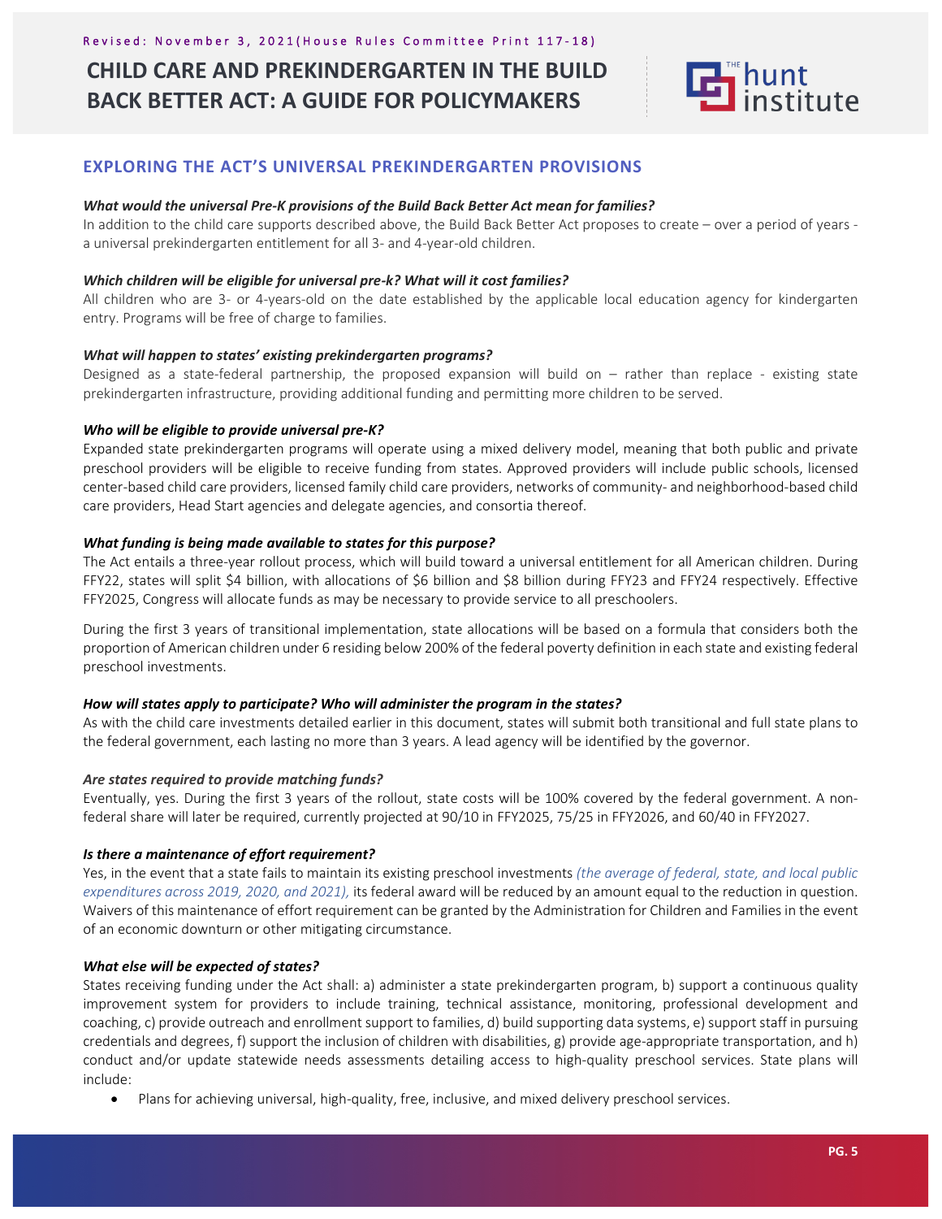## EXPLORING THE ACT'S UNIVERSAL PREKINDERGARTEN PROVISIONS

***What would the universal Pre-K provisions of the Build Back Better Act mean for families?***

In addition to the child care supports described above, the Build Back Better Act proposes to create – over a period of years - a universal prekindergarten entitlement for all 3- and 4-year-old children.

***Which children will be eligible for universal pre-k? What will it cost families?***

All children who are 3- or 4-years-old on the date established by the applicable local education agency for kindergarten entry. Programs will be free of charge to families.

***What will happen to states' existing prekindergarten programs?***

Designed as a state-federal partnership, the proposed expansion will build on – rather than replace - existing state prekindergarten infrastructure, providing additional funding and permitting more children to be served.

***Who will be eligible to provide universal pre-K?***

Expanded state prekindergarten programs will operate using a mixed delivery model, meaning that both public and private preschool providers will be eligible to receive funding from states. Approved providers will include public schools, licensed center-based child care providers, licensed family child care providers, networks of community- and neighborhood-based child care providers, Head Start agencies and delegate agencies, and consortia thereof.

***What funding is being made available to states for this purpose?***

The Act entails a three-year rollout process, which will build toward a universal entitlement for all American children. During FFY22, states will split $4 billion, with allocations of $6 billion and $8 billion during FFY23 and FFY24 respectively. Effective FFY2025, Congress will allocate funds as may be necessary to provide service to all preschoolers.

During the first 3 years of transitional implementation, state allocations will be based on a formula that considers both the proportion of American children under 6 residing below 200% of the federal poverty definition in each state and existing federal preschool investments.

***How will states apply to participate? Who will administer the program in the states?***

As with the child care investments detailed earlier in this document, states will submit both transitional and full state plans to the federal government, each lasting no more than 3 years. A lead agency will be identified by the governor.

***Are states required to provide matching funds?***

Eventually, yes. During the first 3 years of the rollout, state costs will be 100% covered by the federal government. A non-federal share will later be required, currently projected at 90/10 in FFY2025, 75/25 in FFY2026, and 60/40 in FFY2027.

***Is there a maintenance of effort requirement?***

Yes, in the event that a state fails to maintain its existing preschool investments *(the average of federal, state, and local public expenditures across 2019, 2020, and 2021),* its federal award will be reduced by an amount equal to the reduction in question. Waivers of this maintenance of effort requirement can be granted by the Administration for Children and Families in the event of an economic downturn or other mitigating circumstance.

***What else will be expected of states?***

States receiving funding under the Act shall: a) administer a state prekindergarten program, b) support a continuous quality improvement system for providers to include training, technical assistance, monitoring, professional development and coaching, c) provide outreach and enrollment support to families, d) build supporting data systems, e) support staff in pursuing credentials and degrees, f) support the inclusion of children with disabilities, g) provide age-appropriate transportation, and h) conduct and/or update statewide needs assessments detailing access to high-quality preschool services. State plans will include:

- Plans for achieving universal, high-quality, free, inclusive, and mixed delivery preschool services.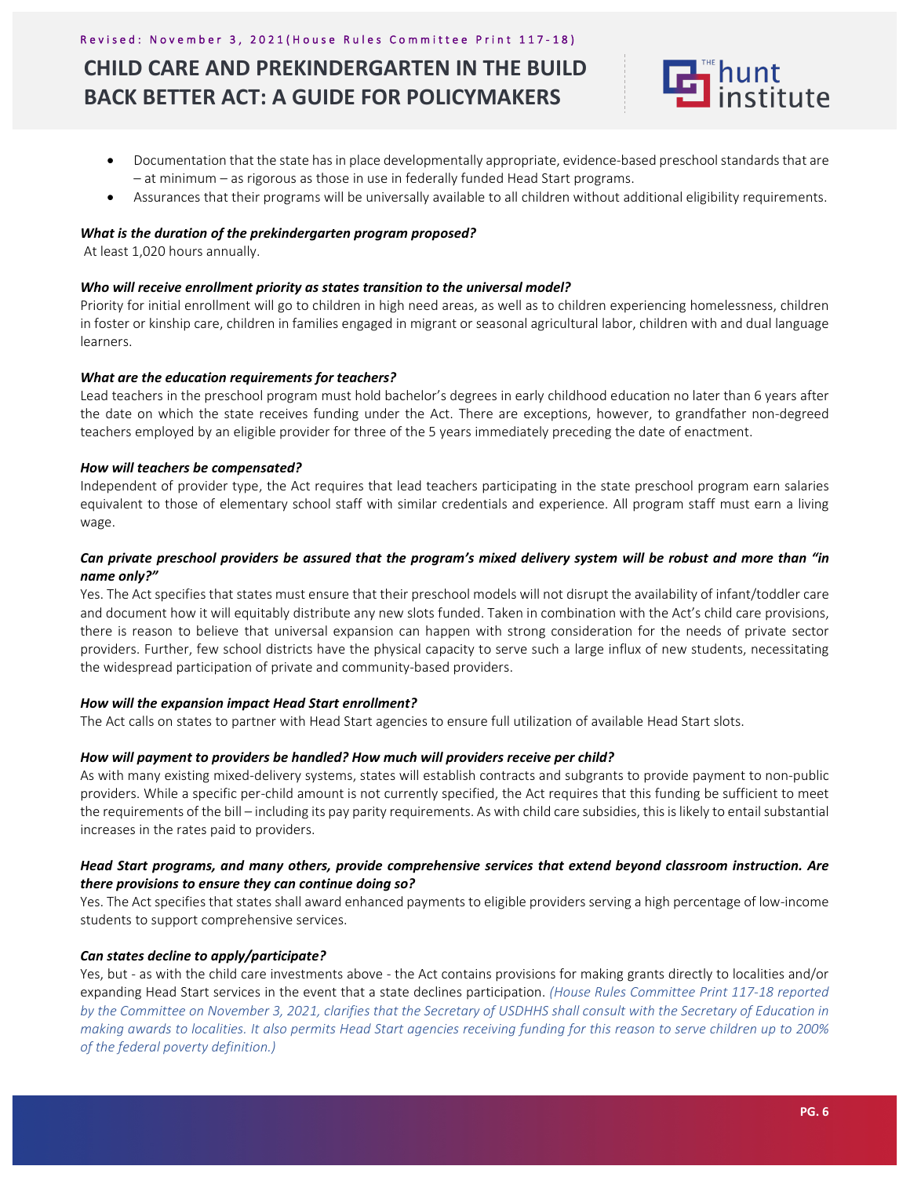- Documentation that the state has in place developmentally appropriate, evidence-based preschool standards that are – at minimum – as rigorous as those in use in federally funded Head Start programs.
- Assurances that their programs will be universally available to all children without additional eligibility requirements.

***What is the duration of the prekindergarten program proposed?***
At least 1,020 hours annually.

***Who will receive enrollment priority as states transition to the universal model?***
Priority for initial enrollment will go to children in high need areas, as well as to children experiencing homelessness, children in foster or kinship care, children in families engaged in migrant or seasonal agricultural labor, children with and dual language learners.

***What are the education requirements for teachers?***
Lead teachers in the preschool program must hold bachelor's degrees in early childhood education no later than 6 years after the date on which the state receives funding under the Act. There are exceptions, however, to grandfather non-degreed teachers employed by an eligible provider for three of the 5 years immediately preceding the date of enactment.

***How will teachers be compensated?***
Independent of provider type, the Act requires that lead teachers participating in the state preschool program earn salaries equivalent to those of elementary school staff with similar credentials and experience. All program staff must earn a living wage.

***Can private preschool providers be assured that the program's mixed delivery system will be robust and more than "in name only?"***
Yes. The Act specifies that states must ensure that their preschool models will not disrupt the availability of infant/toddler care and document how it will equitably distribute any new slots funded. Taken in combination with the Act's child care provisions, there is reason to believe that universal expansion can happen with strong consideration for the needs of private sector providers. Further, few school districts have the physical capacity to serve such a large influx of new students, necessitating the widespread participation of private and community-based providers.

***How will the expansion impact Head Start enrollment?***
The Act calls on states to partner with Head Start agencies to ensure full utilization of available Head Start slots.

***How will payment to providers be handled? How much will providers receive per child?***
As with many existing mixed-delivery systems, states will establish contracts and subgrants to provide payment to non-public providers. While a specific per-child amount is not currently specified, the Act requires that this funding be sufficient to meet the requirements of the bill – including its pay parity requirements. As with child care subsidies, this is likely to entail substantial increases in the rates paid to providers.

***Head Start programs, and many others, provide comprehensive services that extend beyond classroom instruction. Are there provisions to ensure they can continue doing so?***
Yes. The Act specifies that states shall award enhanced payments to eligible providers serving a high percentage of low-income students to support comprehensive services.

***Can states decline to apply/participate?***
Yes, but - as with the child care investments above - the Act contains provisions for making grants directly to localities and/or expanding Head Start services in the event that a state declines participation. *(House Rules Committee Print 117-18 reported by the Committee on November 3, 2021, clarifies that the Secretary of USDHHS shall consult with the Secretary of Education in making awards to localities. It also permits Head Start agencies receiving funding for this reason to serve children up to 200% of the federal poverty definition.)*